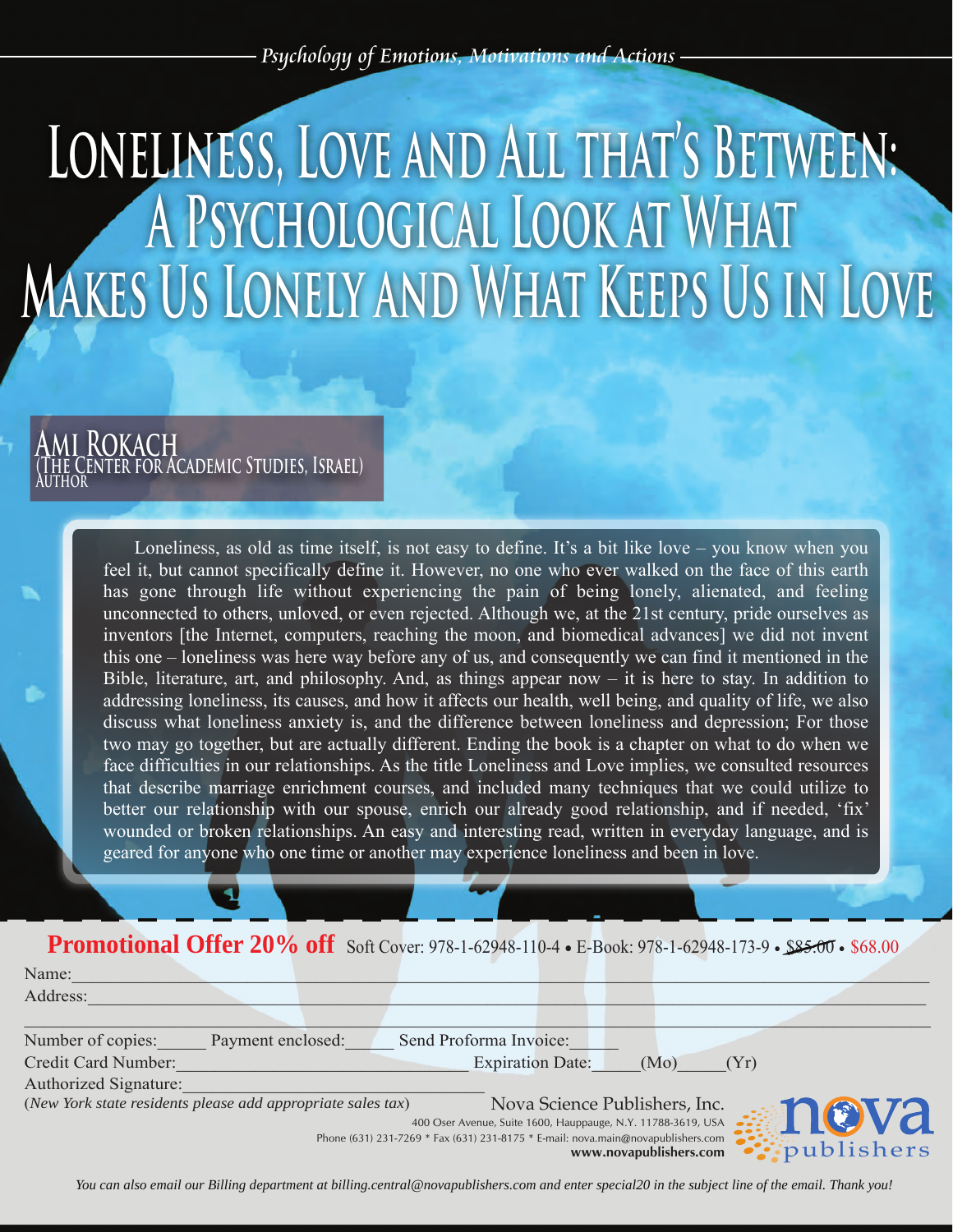*Psychology of Emotions, Motivations and Actions*

# Loneliness, Love and All that's Between: A Psychological Look at What Makes Us Lonely and What Keeps Us in Love

**Ami Rokach**
(The Center for Academic Studies, Israel)
Author

Loneliness, as old as time itself, is not easy to define. It's a bit like love – you know when you feel it, but cannot specifically define it. However, no one who ever walked on the face of this earth has gone through life without experiencing the pain of being lonely, alienated, and feeling unconnected to others, unloved, or even rejected. Although we, at the 21st century, pride ourselves as inventors [the Internet, computers, reaching the moon, and biomedical advances] we did not invent this one – loneliness was here way before any of us, and consequently we can find it mentioned in the Bible, literature, art, and philosophy. And, as things appear now – it is here to stay. In addition to addressing loneliness, its causes, and how it affects our health, well being, and quality of life, we also discuss what loneliness anxiety is, and the difference between loneliness and depression; For those two may go together, but are actually different. Ending the book is a chapter on what to do when we face difficulties in our relationships. As the title Loneliness and Love implies, we consulted resources that describe marriage enrichment courses, and included many techniques that we could utilize to better our relationship with our spouse, enrich our already good relationship, and if needed, 'fix' wounded or broken relationships. An easy and interesting read, written in everyday language, and is geared for anyone who one time or another may experience loneliness and been in love.

**Promotional Offer 20% off** Soft Cover: 978-1-62948-110-4 • E-Book: 978-1-62948-173-9 • ~~$85.00~~ • $68.00

Name:\_\_\_\_\_\_\_\_\_\_\_\_\_\_\_\_\_\_\_\_\_\_\_\_\_\_\_\_\_\_\_\_\_\_\_\_\_\_\_\_

Address:\_\_\_\_\_\_\_\_\_\_\_\_\_\_\_\_\_\_\_\_\_\_\_\_\_\_\_\_\_\_\_\_\_\_\_\_\_\_\_\_

\_\_\_\_\_\_\_\_\_\_\_\_\_\_\_\_\_\_\_\_\_\_\_\_\_\_\_\_\_\_\_\_\_\_\_\_\_\_\_\_\_\_\_\_\_\_\_\_

Number of copies:\_\_\_\_\_ Payment enclosed:\_\_\_\_\_ Send Proforma Invoice:\_\_\_\_\_

Credit Card Number:\_\_\_\_\_\_\_\_\_\_\_\_\_\_\_\_\_\_\_\_\_\_\_\_\_\_\_\_\_\_\_\_ Expiration Date:\_\_\_\_\_(Mo)\_\_\_\_\_(Yr)

Authorized Signature:\_\_\_\_\_\_\_\_\_\_\_\_\_\_\_\_\_\_\_\_\_\_\_\_\_\_\_\_\_\_\_\_

(*New York state residents please add appropriate sales tax*)

Nova Science Publishers, Inc.
400 Oser Avenue, Suite 1600, Hauppauge, N.Y. 11788-3619, USA
Phone (631) 231-7269 * Fax (631) 231-8175 * E-mail: nova.main@novapublishers.com
**www.novapublishers.com**

nova publishers

*You can also email our Billing department at billing.central@novapublishers.com and enter special20 in the subject line of the email. Thank you!*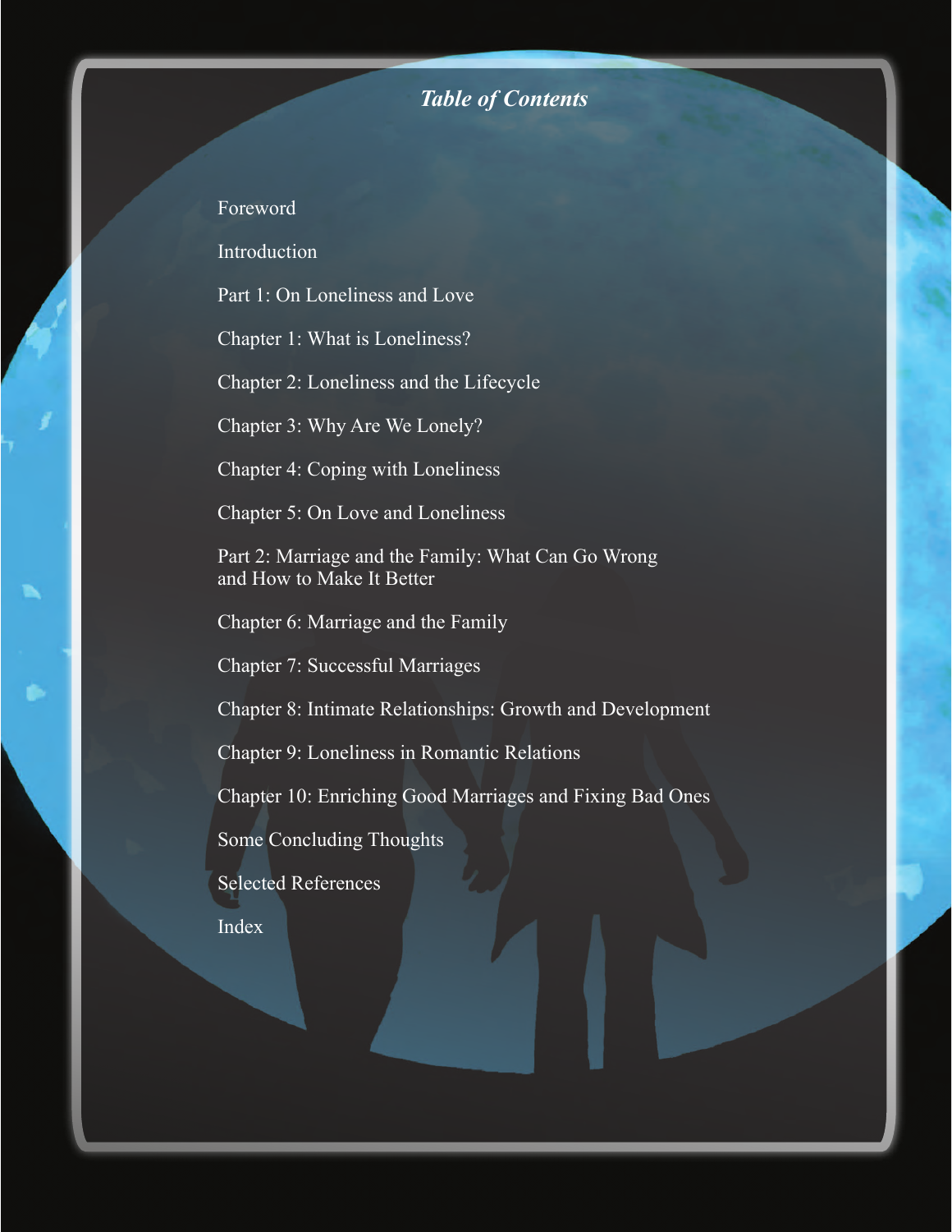# *Table of Contents*

Foreword

Introduction

Part 1: On Loneliness and Love

Chapter 1: What is Loneliness?

Chapter 2: Loneliness and the Lifecycle

Chapter 3: Why Are We Lonely?

Chapter 4: Coping with Loneliness

Chapter 5: On Love and Loneliness

Part 2: Marriage and the Family: What Can Go Wrong and How to Make It Better

Chapter 6: Marriage and the Family

Chapter 7: Successful Marriages

Chapter 8: Intimate Relationships: Growth and Development

Chapter 9: Loneliness in Romantic Relations

Chapter 10: Enriching Good Marriages and Fixing Bad Ones

Some Concluding Thoughts

Selected References

Index